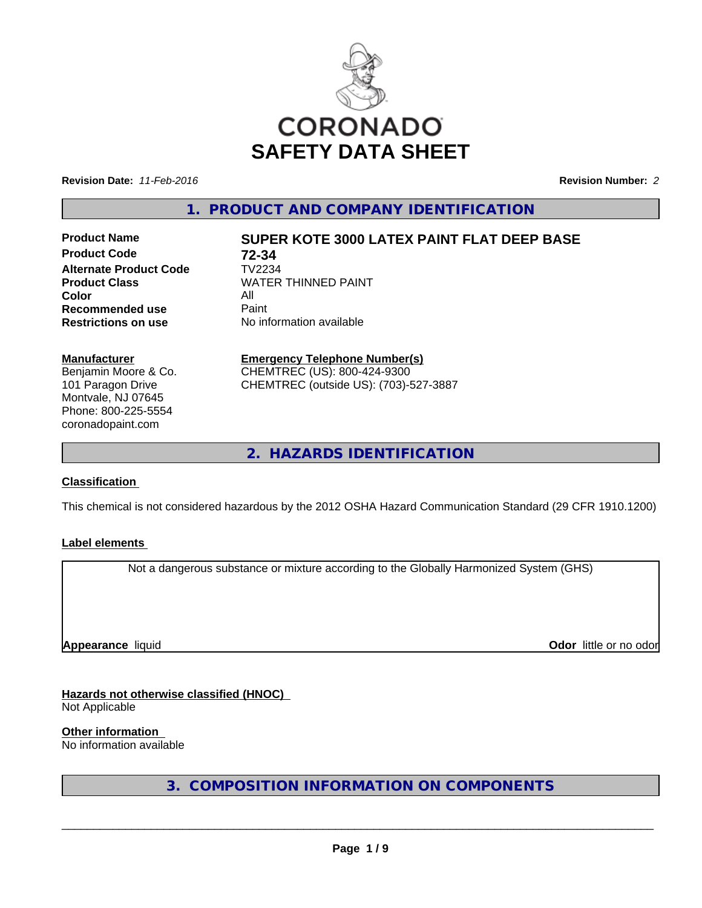CORONADO

# SAFETY DATA SHEET

**Revision Date:** *11-Feb-2016*

**Revision Number:** *2*

## 1. PRODUCT AND COMPANY IDENTIFICATION

| | |
|---|---|
| **Product Name** | **SUPER KOTE 3000 LATEX PAINT FLAT DEEP BASE** |
| **Product Code** | **72-34** |
| **Alternate Product Code** | TV2234 |
| **Product Class** | WATER THINNED PAINT |
| **Color** | All |
| **Recommended use** | Paint |
| **Restrictions on use** | No information available |

**Manufacturer**
Benjamin Moore & Co.
101 Paragon Drive
Montvale, NJ 07645
Phone: 800-225-5554
coronadopaint.com

**Emergency Telephone Number(s)**
CHEMTREC (US): 800-424-9300
CHEMTREC (outside US): (703)-527-3887

## 2. HAZARDS IDENTIFICATION

**Classification**

This chemical is not considered hazardous by the 2012 OSHA Hazard Communication Standard (29 CFR 1910.1200)

**Label elements**

Not a dangerous substance or mixture according to the Globally Harmonized System (GHS)

**Appearance** liquid

**Odor** little or no odor

**Hazards not otherwise classified (HNOC)**
Not Applicable

**Other information**
No information available

## 3. COMPOSITION INFORMATION ON COMPONENTS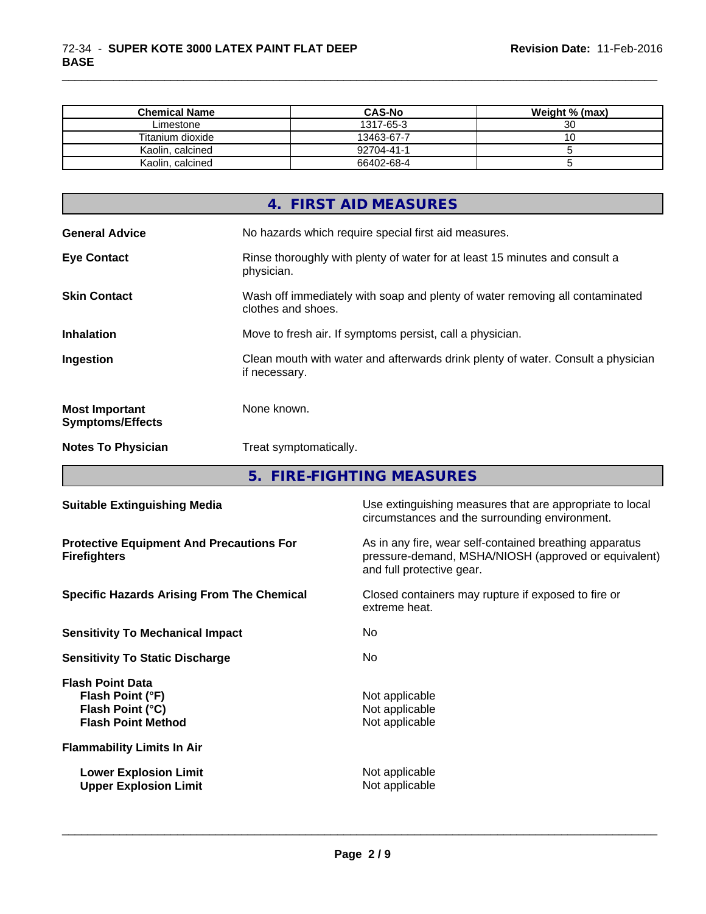| Chemical Name | CAS-No | Weight % (max) |
| --- | --- | --- |
| Limestone | 1317-65-3 | 30 |
| Titanium dioxide | 13463-67-7 | 10 |
| Kaolin, calcined | 92704-41-1 | 5 |
| Kaolin, calcined | 66402-68-4 | 5 |

## 4. FIRST AID MEASURES

**General Advice** No hazards which require special first aid measures.

**Eye Contact** Rinse thoroughly with plenty of water for at least 15 minutes and consult a physician.

**Skin Contact** Wash off immediately with soap and plenty of water removing all contaminated clothes and shoes.

**Inhalation** Move to fresh air. If symptoms persist, call a physician.

**Ingestion** Clean mouth with water and afterwards drink plenty of water. Consult a physician if necessary.

**Most Important Symptoms/Effects** None known.

**Notes To Physician** Treat symptomatically.

## 5. FIRE-FIGHTING MEASURES

**Suitable Extinguishing Media** Use extinguishing measures that are appropriate to local circumstances and the surrounding environment.

**Protective Equipment And Precautions For Firefighters** As in any fire, wear self-contained breathing apparatus pressure-demand, MSHA/NIOSH (approved or equivalent) and full protective gear.

**Specific Hazards Arising From The Chemical** Closed containers may rupture if exposed to fire or extreme heat.

**Sensitivity To Mechanical Impact** No

**Sensitivity To Static Discharge** No

**Flash Point Data**
- **Flash Point (°F)** Not applicable
- **Flash Point (°C)** Not applicable
- **Flash Point Method** Not applicable

**Flammability Limits In Air**
- **Lower Explosion Limit** Not applicable
- **Upper Explosion Limit** Not applicable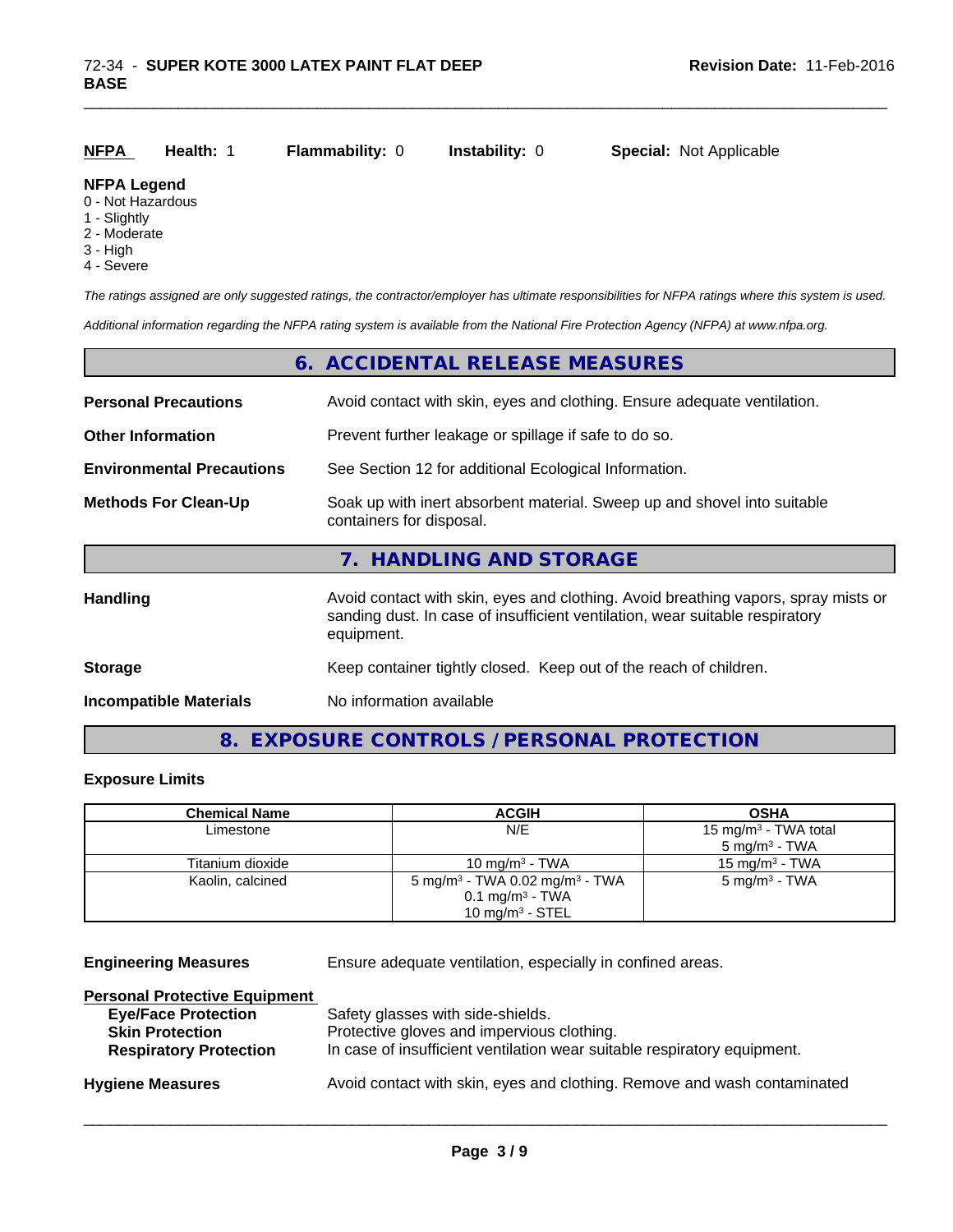**NFPA** **Health:** 1 **Flammability:** 0 **Instability:** 0 **Special:** Not Applicable

**NFPA Legend**
0 - Not Hazardous
1 - Slightly
2 - Moderate
3 - High
4 - Severe

*The ratings assigned are only suggested ratings, the contractor/employer has ultimate responsibilities for NFPA ratings where this system is used.*

*Additional information regarding the NFPA rating system is available from the National Fire Protection Agency (NFPA) at www.nfpa.org.*

## 6. ACCIDENTAL RELEASE MEASURES

**Personal Precautions** Avoid contact with skin, eyes and clothing. Ensure adequate ventilation.

**Other Information** Prevent further leakage or spillage if safe to do so.

**Environmental Precautions** See Section 12 for additional Ecological Information.

**Methods For Clean-Up** Soak up with inert absorbent material. Sweep up and shovel into suitable containers for disposal.

## 7. HANDLING AND STORAGE

**Handling** Avoid contact with skin, eyes and clothing. Avoid breathing vapors, spray mists or sanding dust. In case of insufficient ventilation, wear suitable respiratory equipment.

**Storage** Keep container tightly closed. Keep out of the reach of children.

**Incompatible Materials** No information available

## 8. EXPOSURE CONTROLS / PERSONAL PROTECTION

**Exposure Limits**

| Chemical Name | ACGIH | OSHA |
|---|---|---|
| Limestone | N/E | 15 mg/m³ - TWA total<br>5 mg/m³ - TWA |
| Titanium dioxide | 10 mg/m³ - TWA | 15 mg/m³ - TWA |
| Kaolin, calcined | 5 mg/m³ - TWA 0.02 mg/m³ - TWA<br>0.1 mg/m³ - TWA<br>10 mg/m³ - STEL | 5 mg/m³ - TWA |

**Engineering Measures** Ensure adequate ventilation, especially in confined areas.

**Personal Protective Equipment**

**Eye/Face Protection** Safety glasses with side-shields.
**Skin Protection** Protective gloves and impervious clothing.
**Respiratory Protection** In case of insufficient ventilation wear suitable respiratory equipment.

**Hygiene Measures** Avoid contact with skin, eyes and clothing. Remove and wash contaminated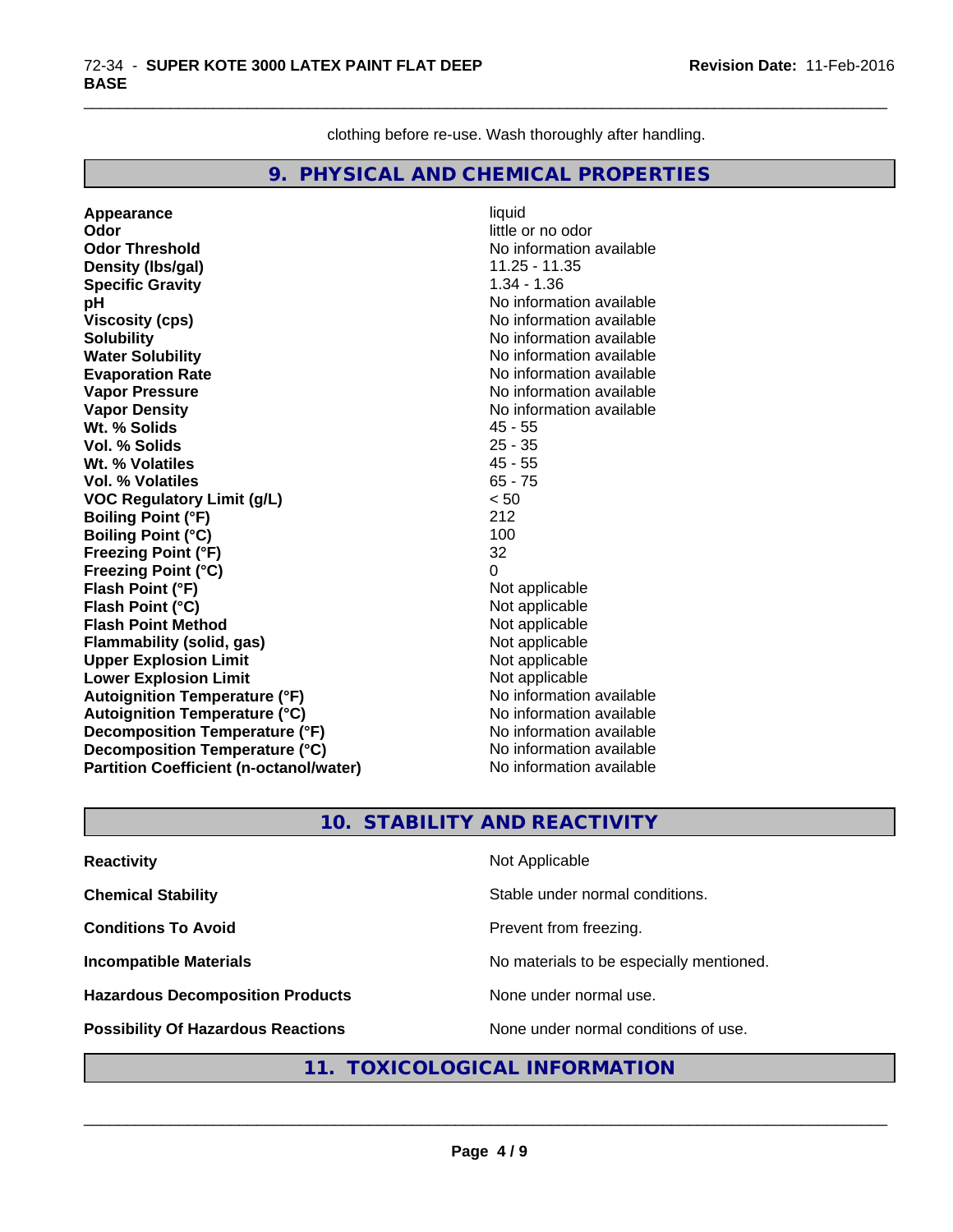clothing before re-use. Wash thoroughly after handling.

## 9. PHYSICAL AND CHEMICAL PROPERTIES

| | |
|---|---|
| **Appearance** | liquid |
| **Odor** | little or no odor |
| **Odor Threshold** | No information available |
| **Density (lbs/gal)** | 11.25 - 11.35 |
| **Specific Gravity** | 1.34 - 1.36 |
| **pH** | No information available |
| **Viscosity (cps)** | No information available |
| **Solubility** | No information available |
| **Water Solubility** | No information available |
| **Evaporation Rate** | No information available |
| **Vapor Pressure** | No information available |
| **Vapor Density** | No information available |
| **Wt. % Solids** | 45 - 55 |
| **Vol. % Solids** | 25 - 35 |
| **Wt. % Volatiles** | 45 - 55 |
| **Vol. % Volatiles** | 65 - 75 |
| **VOC Regulatory Limit (g/L)** | < 50 |
| **Boiling Point (°F)** | 212 |
| **Boiling Point (°C)** | 100 |
| **Freezing Point (°F)** | 32 |
| **Freezing Point (°C)** | 0 |
| **Flash Point (°F)** | Not applicable |
| **Flash Point (°C)** | Not applicable |
| **Flash Point Method** | Not applicable |
| **Flammability (solid, gas)** | Not applicable |
| **Upper Explosion Limit** | Not applicable |
| **Lower Explosion Limit** | Not applicable |
| **Autoignition Temperature (°F)** | No information available |
| **Autoignition Temperature (°C)** | No information available |
| **Decomposition Temperature (°F)** | No information available |
| **Decomposition Temperature (°C)** | No information available |
| **Partition Coefficient (n-octanol/water)** | No information available |

## 10. STABILITY AND REACTIVITY

| | |
|---|---|
| **Reactivity** | Not Applicable |
| **Chemical Stability** | Stable under normal conditions. |
| **Conditions To Avoid** | Prevent from freezing. |
| **Incompatible Materials** | No materials to be especially mentioned. |
| **Hazardous Decomposition Products** | None under normal use. |
| **Possibility Of Hazardous Reactions** | None under normal conditions of use. |

## 11. TOXICOLOGICAL INFORMATION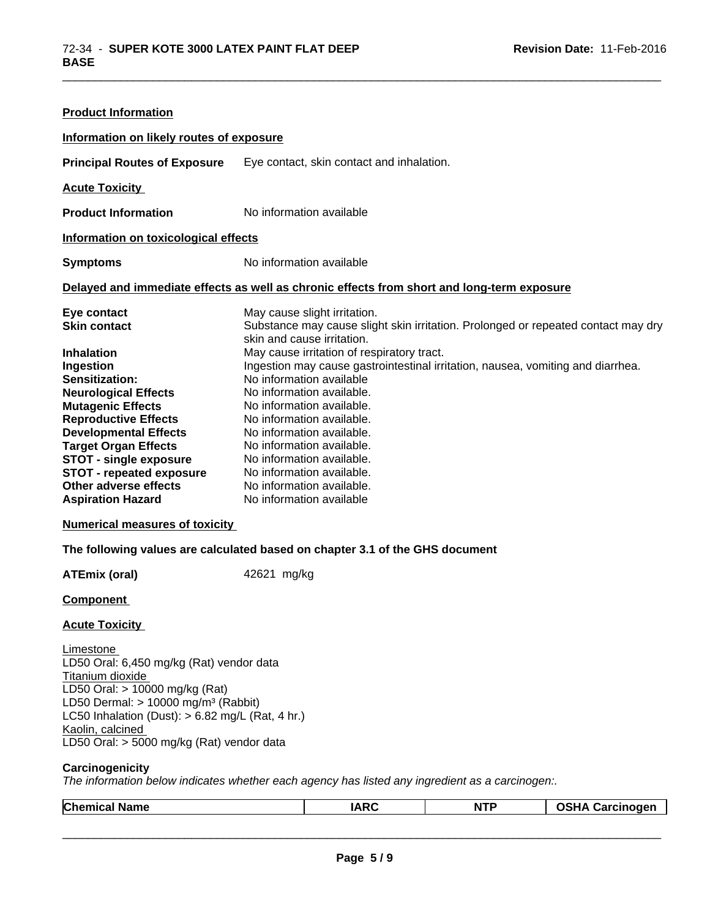**Product Information**

**Information on likely routes of exposure**

**Principal Routes of Exposure** Eye contact, skin contact and inhalation.

**Acute Toxicity**

**Product Information** No information available

**Information on toxicological effects**

**Symptoms** No information available

**Delayed and immediate effects as well as chronic effects from short and long-term exposure**

**Eye contact** May cause slight irritation.
**Skin contact** Substance may cause slight skin irritation. Prolonged or repeated contact may dry skin and cause irritation.
**Inhalation** May cause irritation of respiratory tract.
**Ingestion** Ingestion may cause gastrointestinal irritation, nausea, vomiting and diarrhea.
**Sensitization:** No information available
**Neurological Effects** No information available.
**Mutagenic Effects** No information available.
**Reproductive Effects** No information available.
**Developmental Effects** No information available.
**Target Organ Effects** No information available.
**STOT - single exposure** No information available.
**STOT - repeated exposure** No information available.
**Other adverse effects** No information available.
**Aspiration Hazard** No information available

**Numerical measures of toxicity**

**The following values are calculated based on chapter 3.1 of the GHS document**

**ATEmix (oral)** 42621 mg/kg

**Component**

**Acute Toxicity**

Limestone
LD50 Oral: 6,450 mg/kg (Rat) vendor data
Titanium dioxide
LD50 Oral: > 10000 mg/kg (Rat)
LD50 Dermal: > 10000 mg/m³ (Rabbit)
LC50 Inhalation (Dust): > 6.82 mg/L (Rat, 4 hr.)
Kaolin, calcined
LD50 Oral: > 5000 mg/kg (Rat) vendor data

**Carcinogenicity**

*The information below indicates whether each agency has listed any ingredient as a carcinogen:.*

| Chemical Name | IARC | NTP | OSHA Carcinogen |
|---|---|---|---|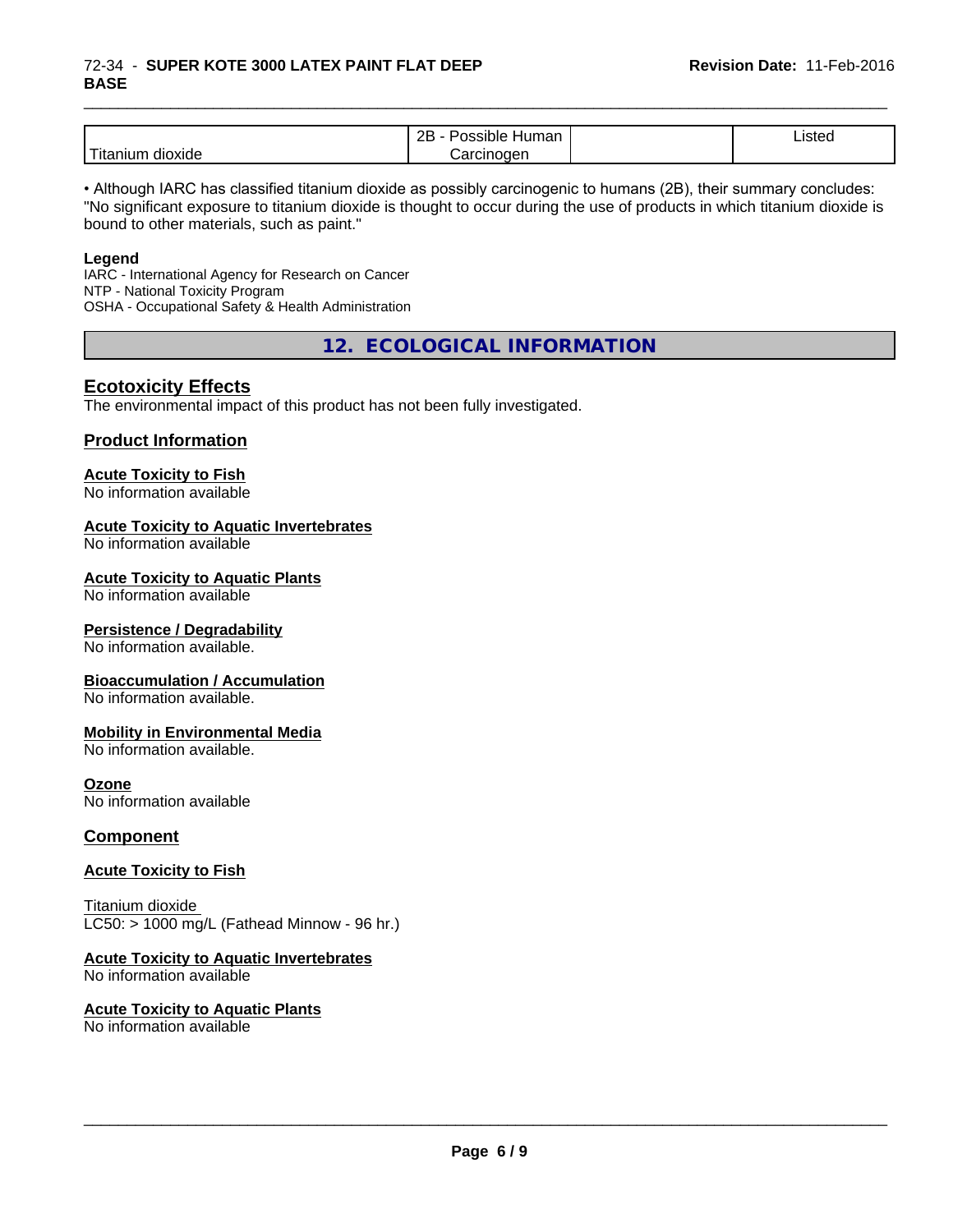| Titanium dioxide | 2B - Possible Human Carcinogen | | Listed |
|---|---|---|---|

• Although IARC has classified titanium dioxide as possibly carcinogenic to humans (2B), their summary concludes: "No significant exposure to titanium dioxide is thought to occur during the use of products in which titanium dioxide is bound to other materials, such as paint."

**Legend**
IARC - International Agency for Research on Cancer
NTP - National Toxicity Program
OSHA - Occupational Safety & Health Administration

## 12. ECOLOGICAL INFORMATION

### Ecotoxicity Effects
The environmental impact of this product has not been fully investigated.

### Product Information

**Acute Toxicity to Fish**
No information available

**Acute Toxicity to Aquatic Invertebrates**
No information available

**Acute Toxicity to Aquatic Plants**
No information available

**Persistence / Degradability**
No information available.

**Bioaccumulation / Accumulation**
No information available.

**Mobility in Environmental Media**
No information available.

**Ozone**
No information available

### Component

**Acute Toxicity to Fish**

Titanium dioxide
LC50: > 1000 mg/L (Fathead Minnow - 96 hr.)

**Acute Toxicity to Aquatic Invertebrates**
No information available

**Acute Toxicity to Aquatic Plants**
No information available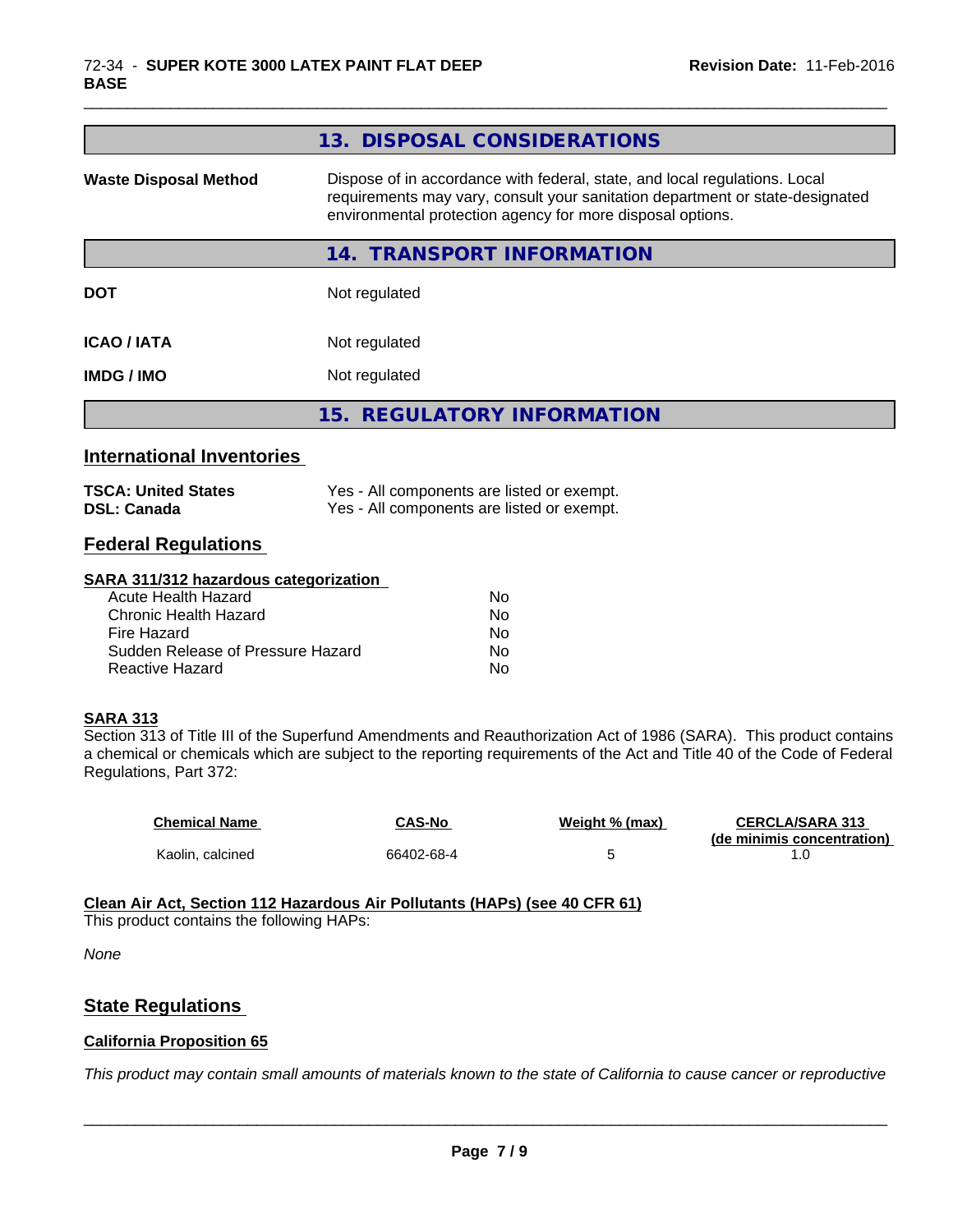## 13. DISPOSAL CONSIDERATIONS

| | |
|---|---|
| **Waste Disposal Method** | Dispose of in accordance with federal, state, and local regulations. Local requirements may vary, consult your sanitation department or state-designated environmental protection agency for more disposal options. |

## 14. TRANSPORT INFORMATION

| | |
|---|---|
| **DOT** | Not regulated |
| **ICAO / IATA** | Not regulated |
| **IMDG / IMO** | Not regulated |

## 15. REGULATORY INFORMATION

### International Inventories

| | |
|---|---|
| **TSCA: United States** | Yes - All components are listed or exempt. |
| **DSL: Canada** | Yes - All components are listed or exempt. |

### Federal Regulations

**SARA 311/312 hazardous categorization**

| | |
|---|---|
| Acute Health Hazard | No |
| Chronic Health Hazard | No |
| Fire Hazard | No |
| Sudden Release of Pressure Hazard | No |
| Reactive Hazard | No |

**SARA 313**

Section 313 of Title III of the Superfund Amendments and Reauthorization Act of 1986 (SARA). This product contains a chemical or chemicals which are subject to the reporting requirements of the Act and Title 40 of the Code of Federal Regulations, Part 372:

| Chemical Name | CAS-No | Weight % (max) | CERCLA/SARA 313 (de minimis concentration) |
|---|---|---|---|
| Kaolin, calcined | 66402-68-4 | 5 | 1.0 |

**Clean Air Act, Section 112 Hazardous Air Pollutants (HAPs) (see 40 CFR 61)**

This product contains the following HAPs:

*None*

### State Regulations

**California Proposition 65**

*This product may contain small amounts of materials known to the state of California to cause cancer or reproductive*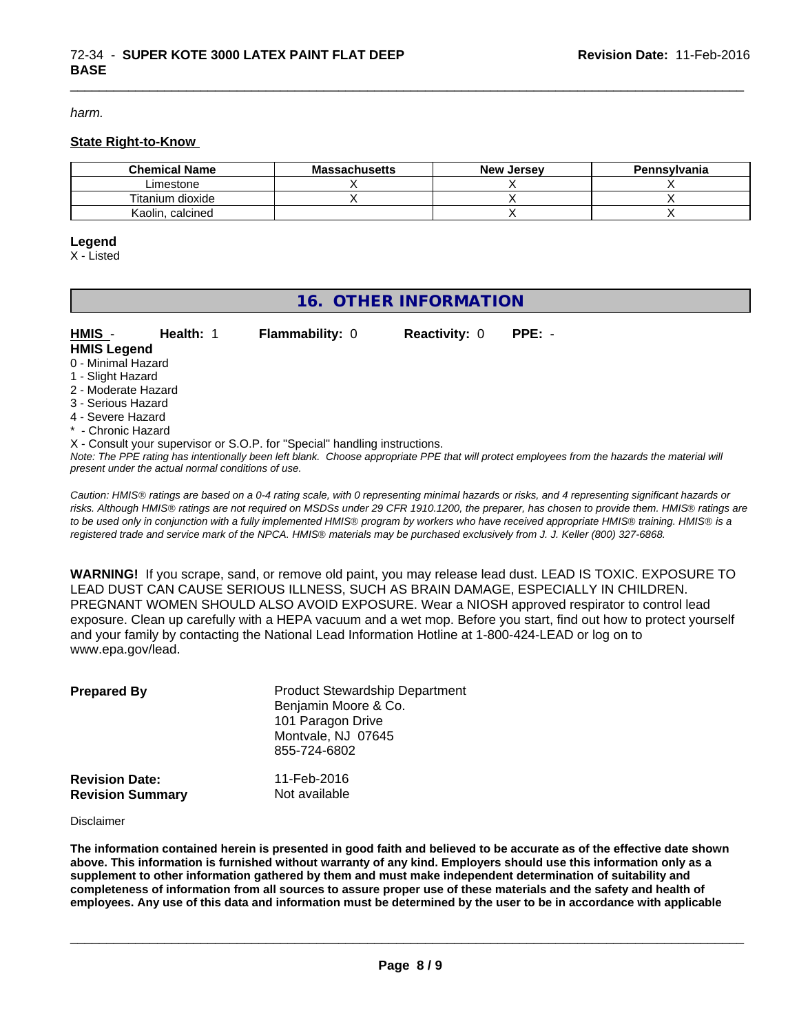*harm.*

**State Right-to-Know**

| Chemical Name | Massachusetts | New Jersey | Pennsylvania |
|---|---|---|---|
| Limestone | X | X | X |
| Titanium dioxide | X | X | X |
| Kaolin, calcined | | X | X |

**Legend**

X - Listed

## 16. OTHER INFORMATION

**HMIS** - **Health:** 1 **Flammability:** 0 **Reactivity:** 0 **PPE:** -

**HMIS Legend**

0 - Minimal Hazard
1 - Slight Hazard
2 - Moderate Hazard
3 - Serious Hazard
4 - Severe Hazard
* - Chronic Hazard
X - Consult your supervisor or S.O.P. for "Special" handling instructions.

*Note: The PPE rating has intentionally been left blank. Choose appropriate PPE that will protect employees from the hazards the material will present under the actual normal conditions of use.*

*Caution: HMIS® ratings are based on a 0-4 rating scale, with 0 representing minimal hazards or risks, and 4 representing significant hazards or risks. Although HMIS® ratings are not required on MSDSs under 29 CFR 1910.1200, the preparer, has chosen to provide them. HMIS® ratings are to be used only in conjunction with a fully implemented HMIS® program by workers who have received appropriate HMIS® training. HMIS® is a registered trade and service mark of the NPCA. HMIS® materials may be purchased exclusively from J. J. Keller (800) 327-6868.*

**WARNING!** If you scrape, sand, or remove old paint, you may release lead dust. LEAD IS TOXIC. EXPOSURE TO LEAD DUST CAN CAUSE SERIOUS ILLNESS, SUCH AS BRAIN DAMAGE, ESPECIALLY IN CHILDREN. PREGNANT WOMEN SHOULD ALSO AVOID EXPOSURE. Wear a NIOSH approved respirator to control lead exposure. Clean up carefully with a HEPA vacuum and a wet mop. Before you start, find out how to protect yourself and your family by contacting the National Lead Information Hotline at 1-800-424-LEAD or log on to www.epa.gov/lead.

**Prepared By**

Product Stewardship Department
Benjamin Moore & Co.
101 Paragon Drive
Montvale, NJ 07645
855-724-6802

**Revision Date:** 11-Feb-2016
**Revision Summary** Not available

Disclaimer

**The information contained herein is presented in good faith and believed to be accurate as of the effective date shown above. This information is furnished without warranty of any kind. Employers should use this information only as a supplement to other information gathered by them and must make independent determination of suitability and completeness of information from all sources to assure proper use of these materials and the safety and health of employees. Any use of this data and information must be determined by the user to be in accordance with applicable**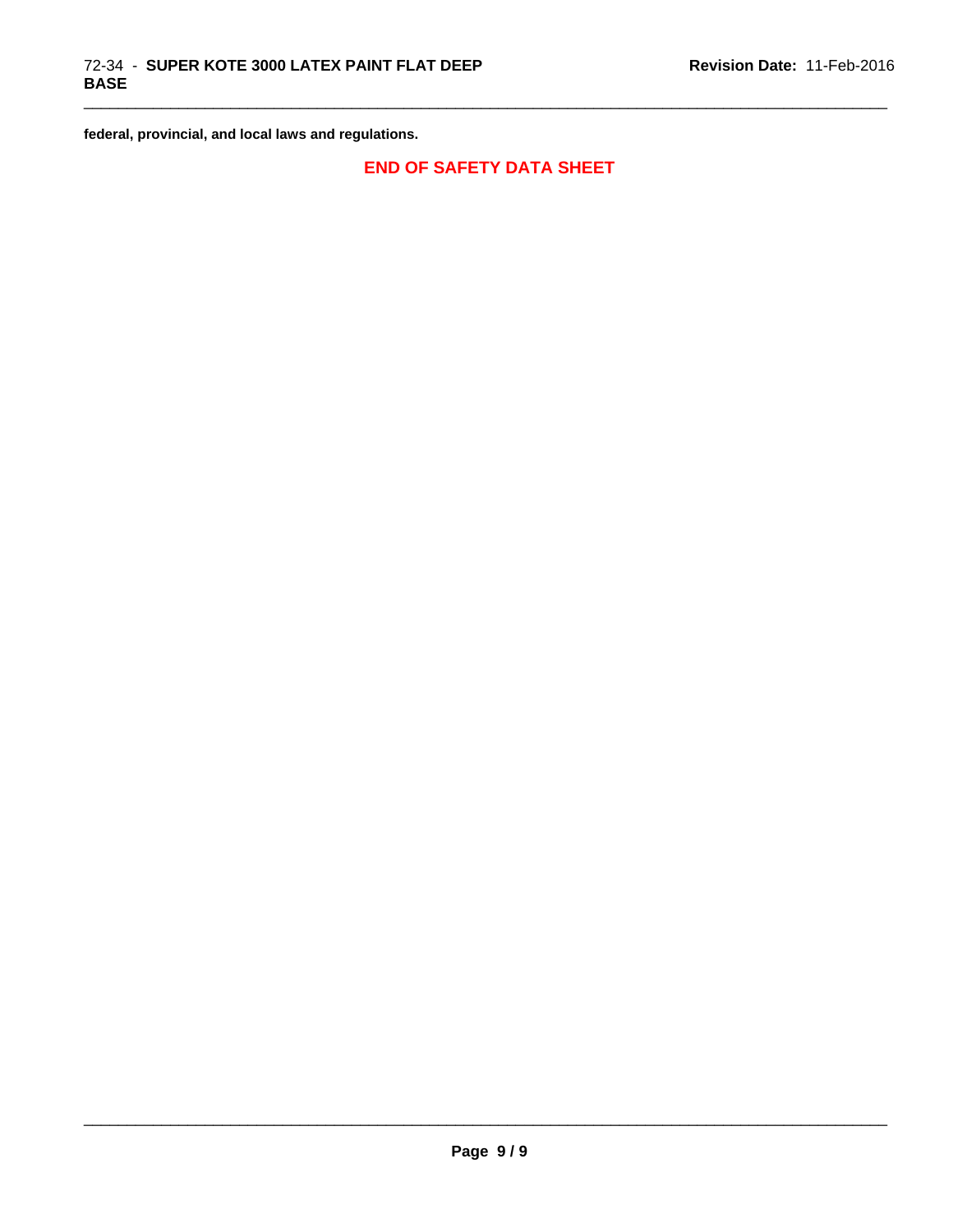**federal, provincial, and local laws and regulations.**

**END OF SAFETY DATA SHEET**